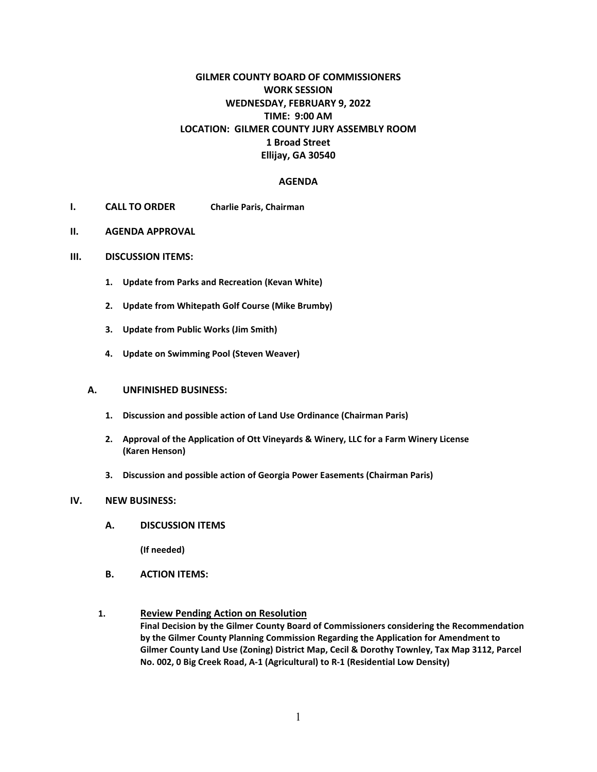# GILMER COUNTY BOARD OF COMMISSIONERS
## WORK SESSION
## WEDNESDAY, FEBRUARY 9, 2022
## TIME: 9:00 AM
## LOCATION: GILMER COUNTY JURY ASSEMBLY ROOM
## 1 Broad Street
## Ellijay, GA 30540

## AGENDA

**I. CALL TO ORDER** **Charlie Paris, Chairman**

**II. AGENDA APPROVAL**

**III. DISCUSSION ITEMS:**

1. **Update from Parks and Recreation (Kevan White)**
2. **Update from Whitepath Golf Course (Mike Brumby)**
3. **Update from Public Works (Jim Smith)**
4. **Update on Swimming Pool (Steven Weaver)**

**A. UNFINISHED BUSINESS:**

1. **Discussion and possible action of Land Use Ordinance (Chairman Paris)**
2. **Approval of the Application of Ott Vineyards & Winery, LLC for a Farm Winery License (Karen Henson)**
3. **Discussion and possible action of Georgia Power Easements (Chairman Paris)**

**IV. NEW BUSINESS:**

**A. DISCUSSION ITEMS**

**(If needed)**

**B. ACTION ITEMS:**

1. **Review Pending Action on Resolution**
   **Final Decision by the Gilmer County Board of Commissioners considering the Recommendation by the Gilmer County Planning Commission Regarding the Application for Amendment to Gilmer County Land Use (Zoning) District Map, Cecil & Dorothy Townley, Tax Map 3112, Parcel No. 002, 0 Big Creek Road, A-1 (Agricultural) to R-1 (Residential Low Density)**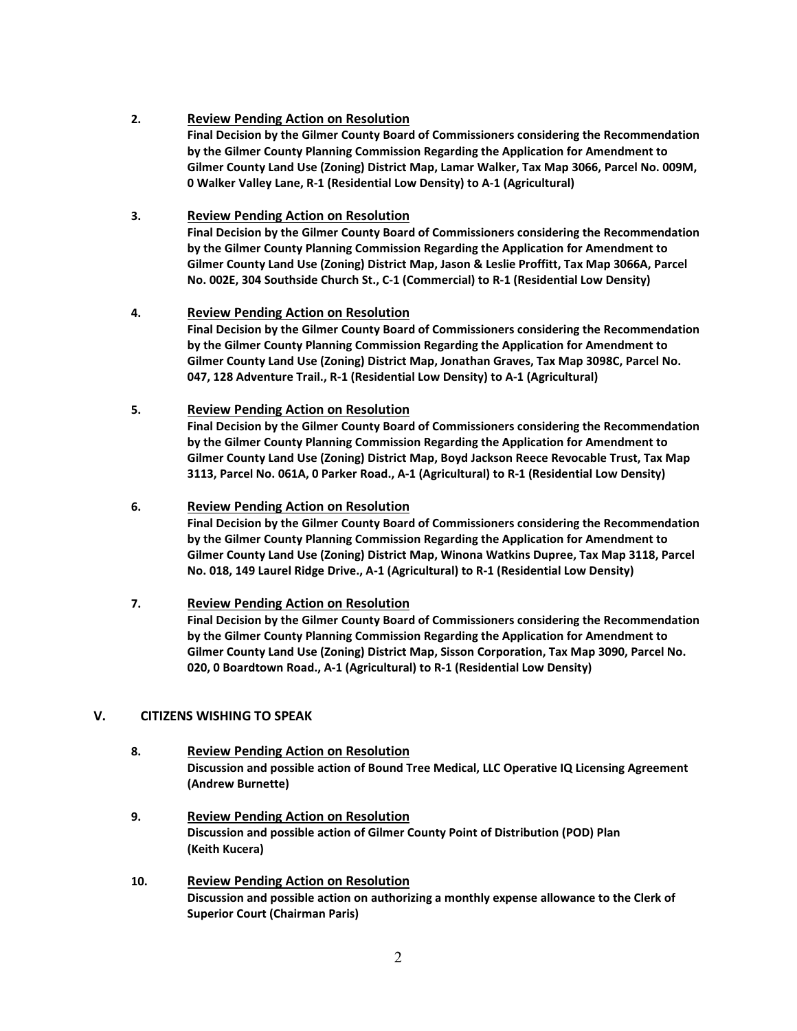2. **<u>Review Pending Action on Resolution</u>**
   **Final Decision by the Gilmer County Board of Commissioners considering the Recommendation by the Gilmer County Planning Commission Regarding the Application for Amendment to Gilmer County Land Use (Zoning) District Map, Lamar Walker, Tax Map 3066, Parcel No. 009M, 0 Walker Valley Lane, R-1 (Residential Low Density) to A-1 (Agricultural)**

3. **<u>Review Pending Action on Resolution</u>**
   **Final Decision by the Gilmer County Board of Commissioners considering the Recommendation by the Gilmer County Planning Commission Regarding the Application for Amendment to Gilmer County Land Use (Zoning) District Map, Jason & Leslie Proffitt, Tax Map 3066A, Parcel No. 002E, 304 Southside Church St., C-1 (Commercial) to R-1 (Residential Low Density)**

4. **<u>Review Pending Action on Resolution</u>**
   **Final Decision by the Gilmer County Board of Commissioners considering the Recommendation by the Gilmer County Planning Commission Regarding the Application for Amendment to Gilmer County Land Use (Zoning) District Map, Jonathan Graves, Tax Map 3098C, Parcel No. 047, 128 Adventure Trail., R-1 (Residential Low Density) to A-1 (Agricultural)**

5. **<u>Review Pending Action on Resolution</u>**
   **Final Decision by the Gilmer County Board of Commissioners considering the Recommendation by the Gilmer County Planning Commission Regarding the Application for Amendment to Gilmer County Land Use (Zoning) District Map, Boyd Jackson Reece Revocable Trust, Tax Map 3113, Parcel No. 061A, 0 Parker Road., A-1 (Agricultural) to R-1 (Residential Low Density)**

6. **<u>Review Pending Action on Resolution</u>**
   **Final Decision by the Gilmer County Board of Commissioners considering the Recommendation by the Gilmer County Planning Commission Regarding the Application for Amendment to Gilmer County Land Use (Zoning) District Map, Winona Watkins Dupree, Tax Map 3118, Parcel No. 018, 149 Laurel Ridge Drive., A-1 (Agricultural) to R-1 (Residential Low Density)**

7. **<u>Review Pending Action on Resolution</u>**
   **Final Decision by the Gilmer County Board of Commissioners considering the Recommendation by the Gilmer County Planning Commission Regarding the Application for Amendment to Gilmer County Land Use (Zoning) District Map, Sisson Corporation, Tax Map 3090, Parcel No. 020, 0 Boardtown Road., A-1 (Agricultural) to R-1 (Residential Low Density)**

## V. CITIZENS WISHING TO SPEAK

8. **<u>Review Pending Action on Resolution</u>**
   **Discussion and possible action of Bound Tree Medical, LLC Operative IQ Licensing Agreement (Andrew Burnette)**

9. **<u>Review Pending Action on Resolution</u>**
   **Discussion and possible action of Gilmer County Point of Distribution (POD) Plan (Keith Kucera)**

10. **<u>Review Pending Action on Resolution</u>**
    **Discussion and possible action on authorizing a monthly expense allowance to the Clerk of Superior Court (Chairman Paris)**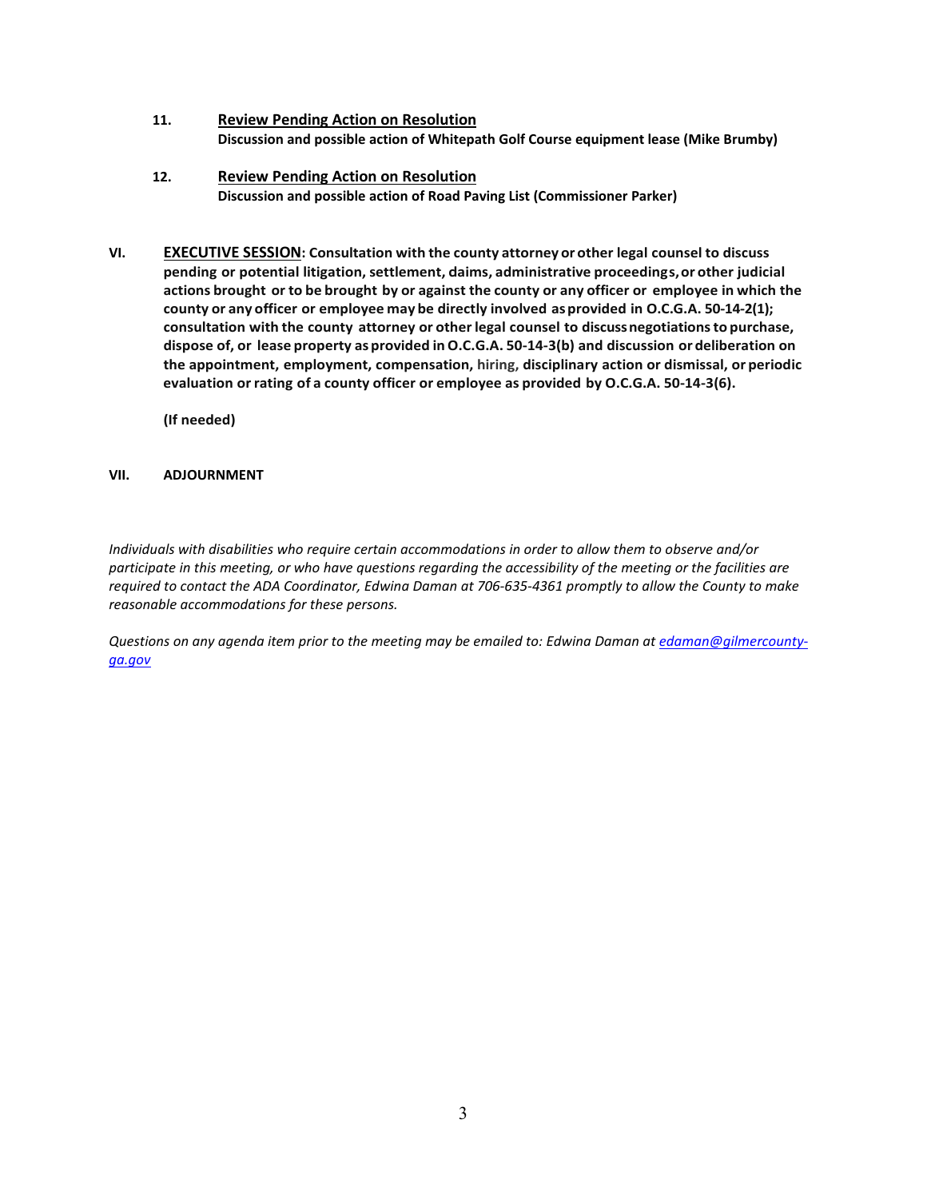11. **<u>Review Pending Action on Resolution</u>**
**Discussion and possible action of Whitepath Golf Course equipment lease (Mike Brumby)**

12. **<u>Review Pending Action on Resolution</u>**
**Discussion and possible action of Road Paving List (Commissioner Parker)**

**VI. <u>EXECUTIVE SESSION</u>: Consultation with the county attorney or other legal counsel to discuss pending or potential litigation, settlement, daims, administrative proceedings, or other judicial actions brought or to be brought by or against the county or any officer or employee in which the county or any officer or employee may be directly involved as provided in O.C.G.A. 50-14-2(1); consultation with the county attorney or other legal counsel to discuss negotiations to purchase, dispose of, or lease property as provided in O.C.G.A. 50-14-3(b) and discussion or deliberation on the appointment, employment, compensation, hiring, disciplinary action or dismissal, or periodic evaluation or rating of a county officer or employee as provided by O.C.G.A. 50-14-3(6).**

**(If needed)**

**VII. ADJOURNMENT**

*Individuals with disabilities who require certain accommodations in order to allow them to observe and/or participate in this meeting, or who have questions regarding the accessibility of the meeting or the facilities are required to contact the ADA Coordinator, Edwina Daman at 706-635-4361 promptly to allow the County to make reasonable accommodations for these persons.*

*Questions on any agenda item prior to the meeting may be emailed to: Edwina Daman at [edaman@gilmercounty-ga.gov](mailto:edaman@gilmercounty-ga.gov)*